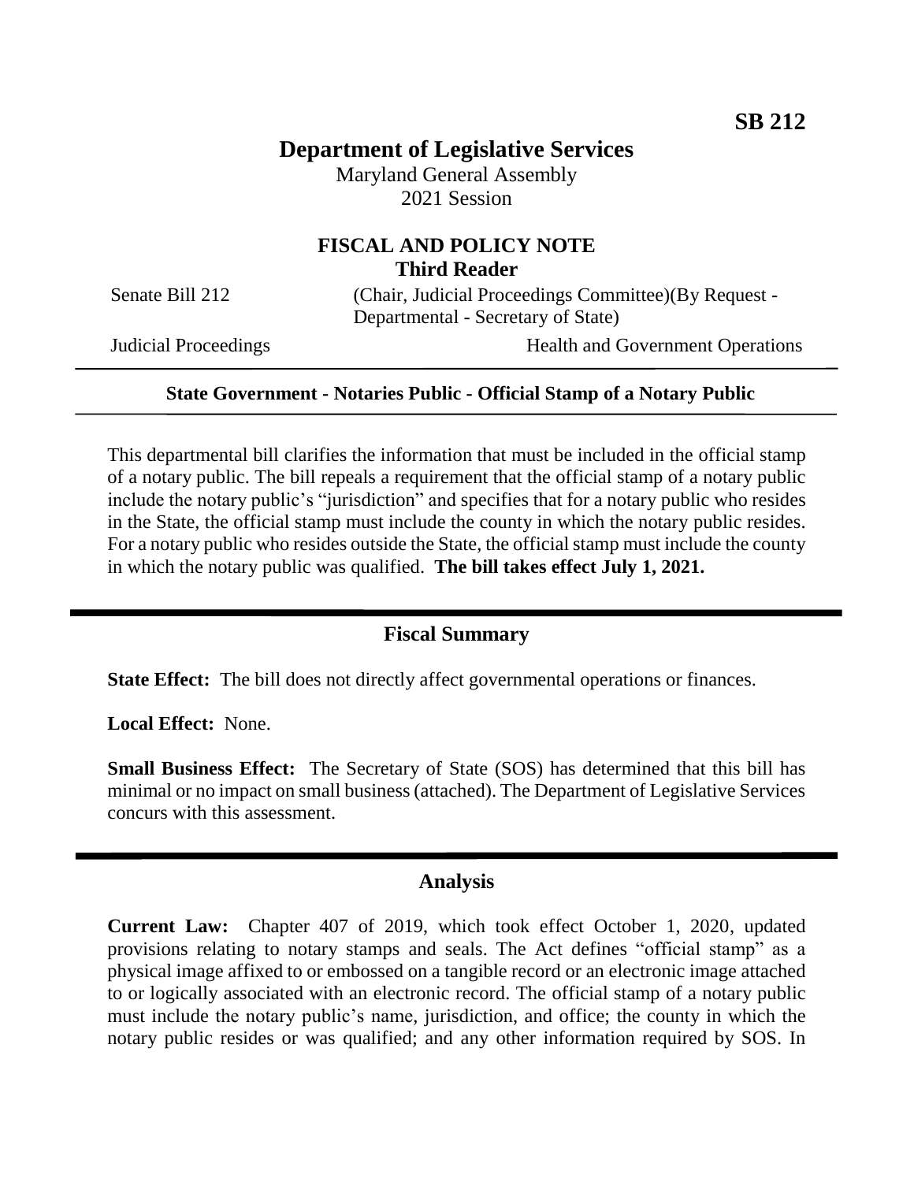SB 212

# Department of Legislative Services

Maryland General Assembly
2021 Session

## FISCAL AND POLICY NOTE
**Third Reader**

| Senate Bill 212 | (Chair, Judicial Proceedings Committee)(By Request - Departmental - Secretary of State) |
| --- | --- |
| Judicial Proceedings | Health and Government Operations |

**State Government - Notaries Public - Official Stamp of a Notary Public**

This departmental bill clarifies the information that must be included in the official stamp of a notary public. The bill repeals a requirement that the official stamp of a notary public include the notary public's "jurisdiction" and specifies that for a notary public who resides in the State, the official stamp must include the county in which the notary public resides. For a notary public who resides outside the State, the official stamp must include the county in which the notary public was qualified. **The bill takes effect July 1, 2021.**

## Fiscal Summary

**State Effect:** The bill does not directly affect governmental operations or finances.

**Local Effect:** None.

**Small Business Effect:** The Secretary of State (SOS) has determined that this bill has minimal or no impact on small business (attached). The Department of Legislative Services concurs with this assessment.

## Analysis

**Current Law:** Chapter 407 of 2019, which took effect October 1, 2020, updated provisions relating to notary stamps and seals. The Act defines "official stamp" as a physical image affixed to or embossed on a tangible record or an electronic image attached to or logically associated with an electronic record. The official stamp of a notary public must include the notary public's name, jurisdiction, and office; the county in which the notary public resides or was qualified; and any other information required by SOS. In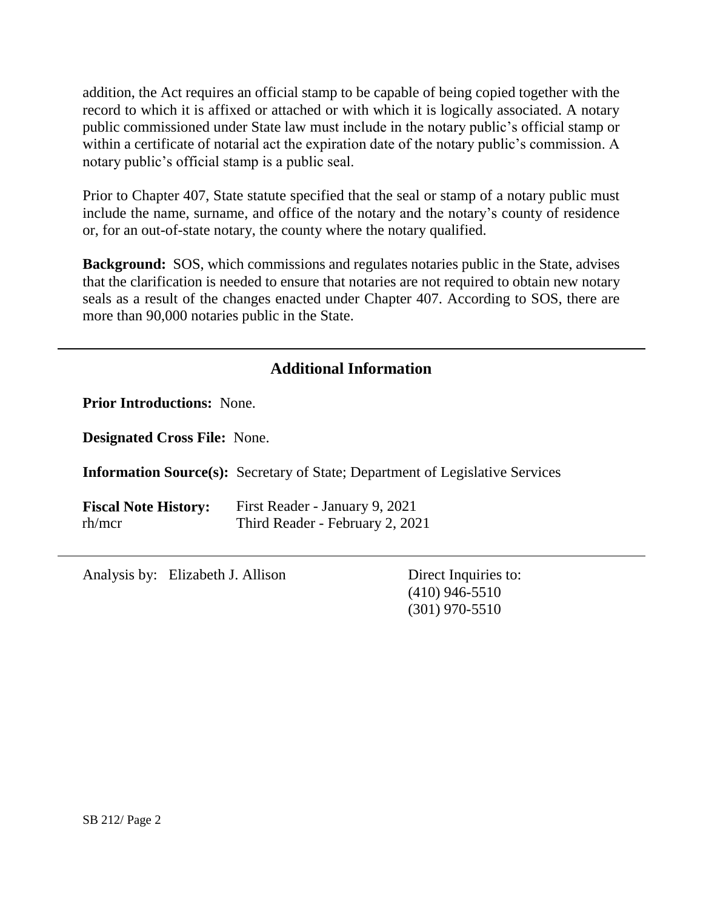addition, the Act requires an official stamp to be capable of being copied together with the record to which it is affixed or attached or with which it is logically associated. A notary public commissioned under State law must include in the notary public's official stamp or within a certificate of notarial act the expiration date of the notary public's commission. A notary public's official stamp is a public seal.

Prior to Chapter 407, State statute specified that the seal or stamp of a notary public must include the name, surname, and office of the notary and the notary's county of residence or, for an out-of-state notary, the county where the notary qualified.

**Background:** SOS, which commissions and regulates notaries public in the State, advises that the clarification is needed to ensure that notaries are not required to obtain new notary seals as a result of the changes enacted under Chapter 407. According to SOS, there are more than 90,000 notaries public in the State.

---

## Additional Information

**Prior Introductions:** None.

**Designated Cross File:** None.

**Information Source(s):** Secretary of State; Department of Legislative Services

**Fiscal Note History:** First Reader - January 9, 2021
rh/mcr Third Reader - February 2, 2021

---

Analysis by: Elizabeth J. Allison

Direct Inquiries to:
(410) 946-5510
(301) 970-5510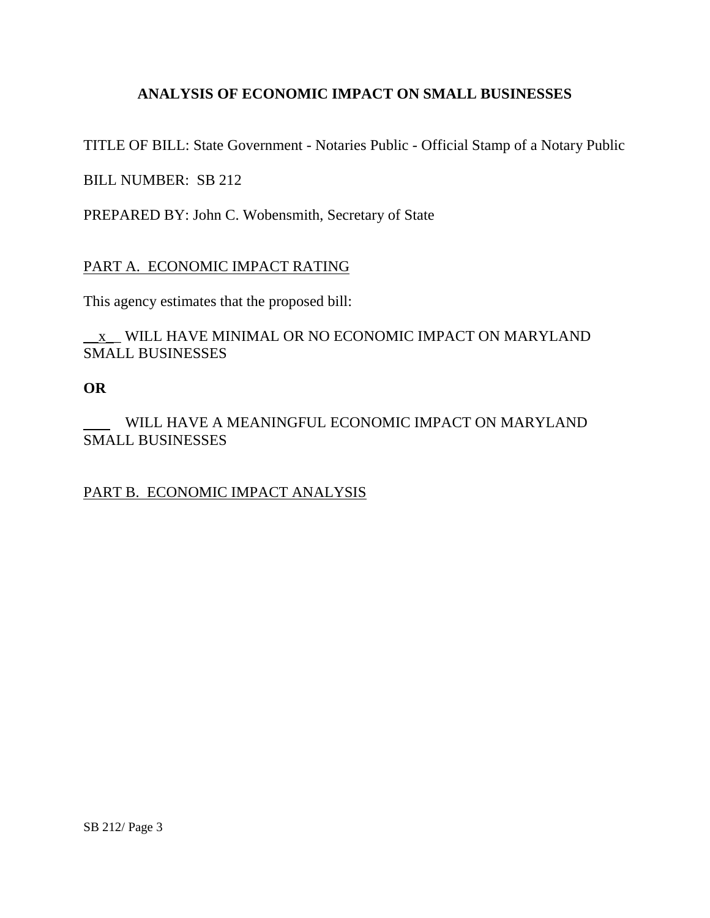## ANALYSIS OF ECONOMIC IMPACT ON SMALL BUSINESSES

TITLE OF BILL: State Government - Notaries Public - Official Stamp of a Notary Public

BILL NUMBER: SB 212

PREPARED BY: John C. Wobensmith, Secretary of State

PART A. ECONOMIC IMPACT RATING

This agency estimates that the proposed bill:

__x__ WILL HAVE MINIMAL OR NO ECONOMIC IMPACT ON MARYLAND SMALL BUSINESSES

**OR**

____ WILL HAVE A MEANINGFUL ECONOMIC IMPACT ON MARYLAND SMALL BUSINESSES

PART B. ECONOMIC IMPACT ANALYSIS